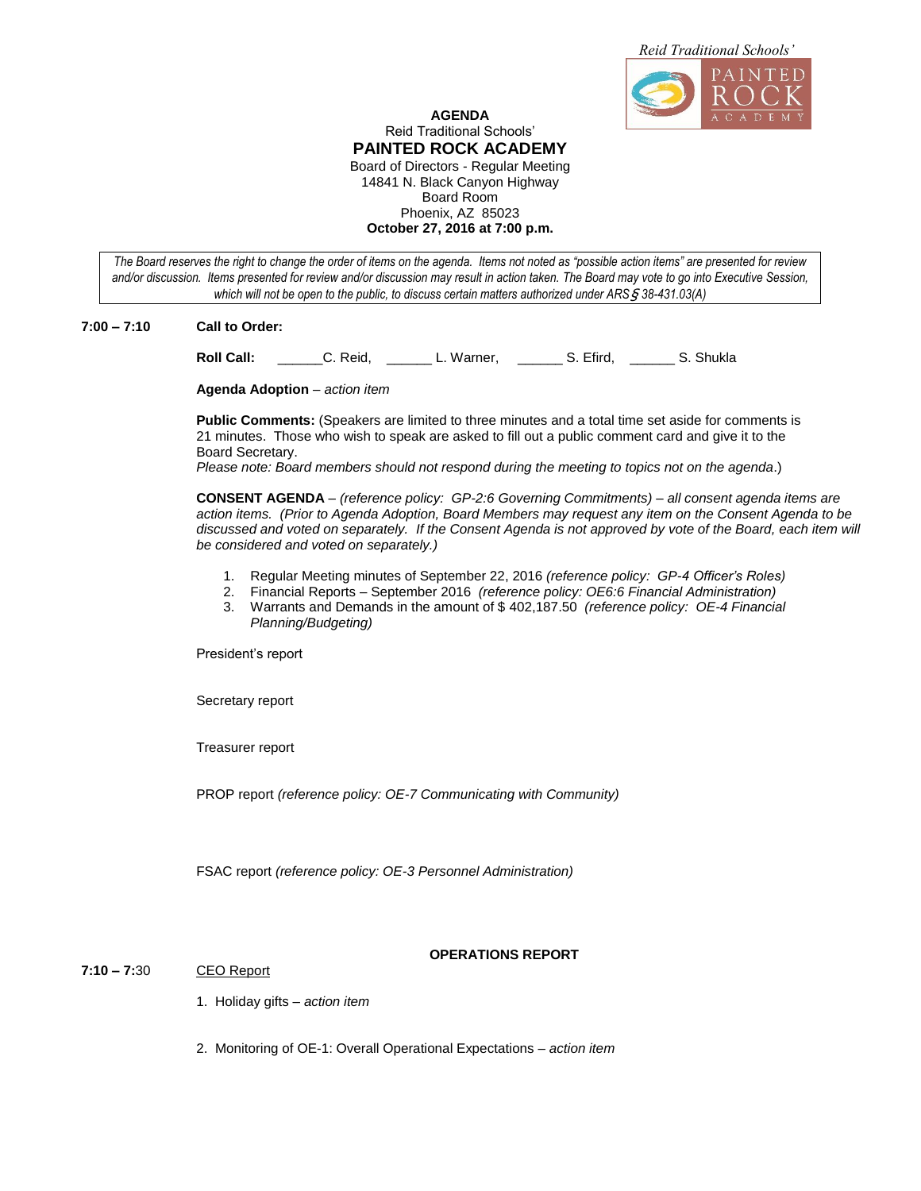Reid Traditional Schools'
PAINTED ROCK ACADEMY

**AGENDA**
Reid Traditional Schools'
**PAINTED ROCK ACADEMY**
Board of Directors - Regular Meeting
14841 N. Black Canyon Highway
Board Room
Phoenix, AZ 85023
**October 27, 2016 at 7:00 p.m.**

*The Board reserves the right to change the order of items on the agenda. Items not noted as "possible action items" are presented for review and/or discussion. Items presented for review and/or discussion may result in action taken. The Board may vote to go into Executive Session, which will not be open to the public, to discuss certain matters authorized under ARS § 38-431.03(A)*

**7:00 – 7:10** **Call to Order:**

**Roll Call:** ______C. Reid, ______ L. Warner, ______ S. Efird, ______ S. Shukla

**Agenda Adoption** – *action item*

**Public Comments:** (Speakers are limited to three minutes and a total time set aside for comments is 21 minutes. Those who wish to speak are asked to fill out a public comment card and give it to the Board Secretary.
*Please note: Board members should not respond during the meeting to topics not on the agenda*.)

**CONSENT AGENDA** – *(reference policy: GP-2:6 Governing Commitments) – all consent agenda items are action items. (Prior to Agenda Adoption, Board Members may request any item on the Consent Agenda to be discussed and voted on separately. If the Consent Agenda is not approved by vote of the Board, each item will be considered and voted on separately.)*

1. Regular Meeting minutes of September 22, 2016 *(reference policy: GP-4 Officer's Roles)*
2. Financial Reports – September 2016 *(reference policy: OE6:6 Financial Administration)*
3. Warrants and Demands in the amount of $ 402,187.50 *(reference policy: OE-4 Financial Planning/Budgeting)*

President's report

Secretary report

Treasurer report

PROP report *(reference policy: OE-7 Communicating with Community)*

FSAC report *(reference policy: OE-3 Personnel Administration)*

**OPERATIONS REPORT**

**7:10 – 7:**30 CEO Report

1. Holiday gifts – *action item*

2. Monitoring of OE-1: Overall Operational Expectations – *action item*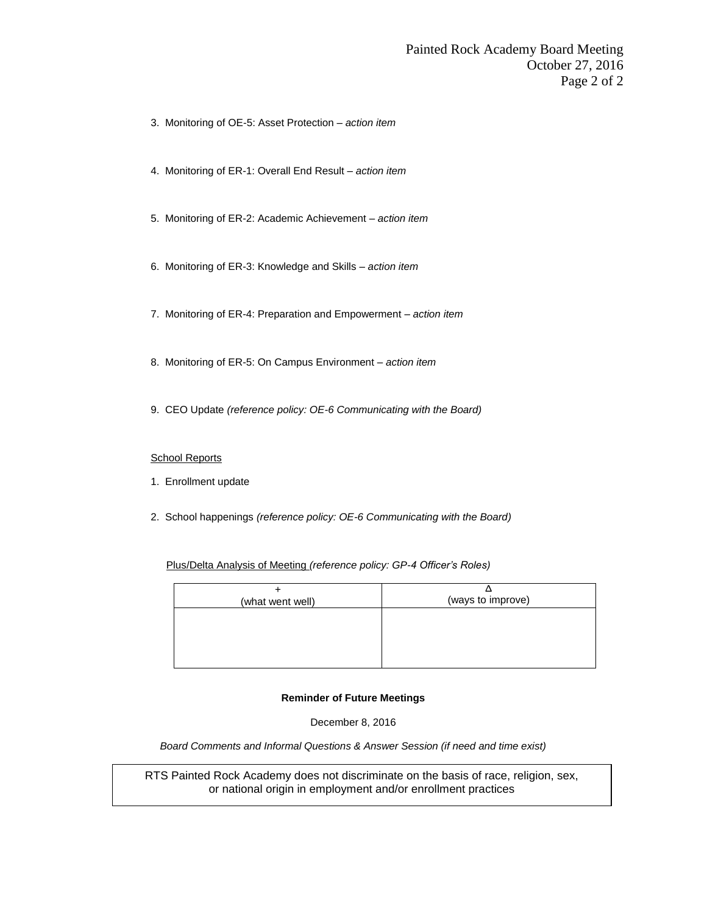3. Monitoring of OE-5: Asset Protection – *action item*

4. Monitoring of ER-1: Overall End Result – *action item*

5. Monitoring of ER-2: Academic Achievement – *action item*

6. Monitoring of ER-3: Knowledge and Skills – *action item*

7. Monitoring of ER-4: Preparation and Empowerment – *action item*

8. Monitoring of ER-5: On Campus Environment – *action item*

9. CEO Update *(reference policy: OE-6 Communicating with the Board)*

<u>School Reports</u>

1. Enrollment update

2. School happenings *(reference policy: OE-6 Communicating with the Board)*

<u>Plus/Delta Analysis of Meeting</u> *(reference policy: GP-4 Officer's Roles)*

| + (what went well) | Δ (ways to improve) |
| --- | --- |
| | |

**Reminder of Future Meetings**

December 8, 2016

*Board Comments and Informal Questions & Answer Session (if need and time exist)*

RTS Painted Rock Academy does not discriminate on the basis of race, religion, sex, or national origin in employment and/or enrollment practices